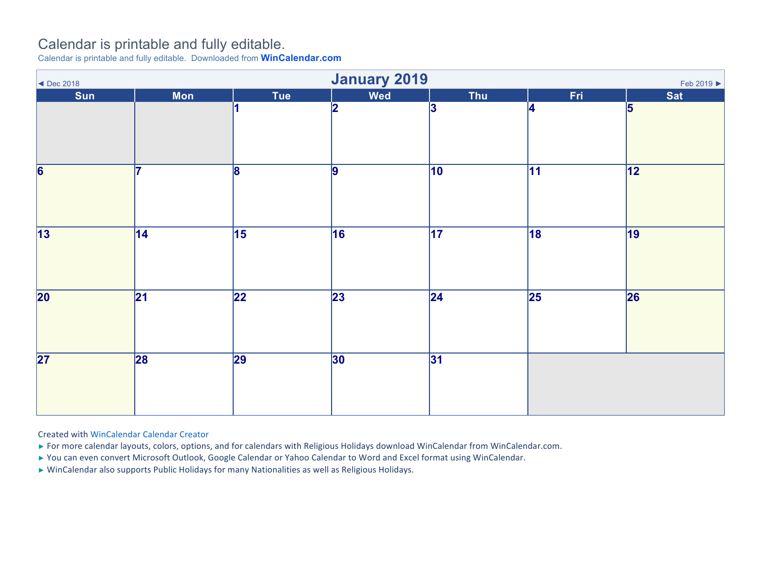# Calendar is printable and fully editable.

Calendar is printable and fully editable. Downloaded from **WinCalendar.com**

◄ Dec 2018 | **January 2019** | Feb 2019 ►

| Sun | Mon | Tue | Wed | Thu | Fri | Sat |
|---|---|---|---|---|---|---|
| | | 1 | 2 | 3 | 4 | 5 |
| 6 | 7 | 8 | 9 | 10 | 11 | 12 |
| 13 | 14 | 15 | 16 | 17 | 18 | 19 |
| 20 | 21 | 22 | 23 | 24 | 25 | 26 |
| 27 | 28 | 29 | 30 | 31 | | |

Created with WinCalendar Calendar Creator

- For more calendar layouts, colors, options, and for calendars with Religious Holidays download WinCalendar from WinCalendar.com.
- You can even convert Microsoft Outlook, Google Calendar or Yahoo Calendar to Word and Excel format using WinCalendar.
- WinCalendar also supports Public Holidays for many Nationalities as well as Religious Holidays.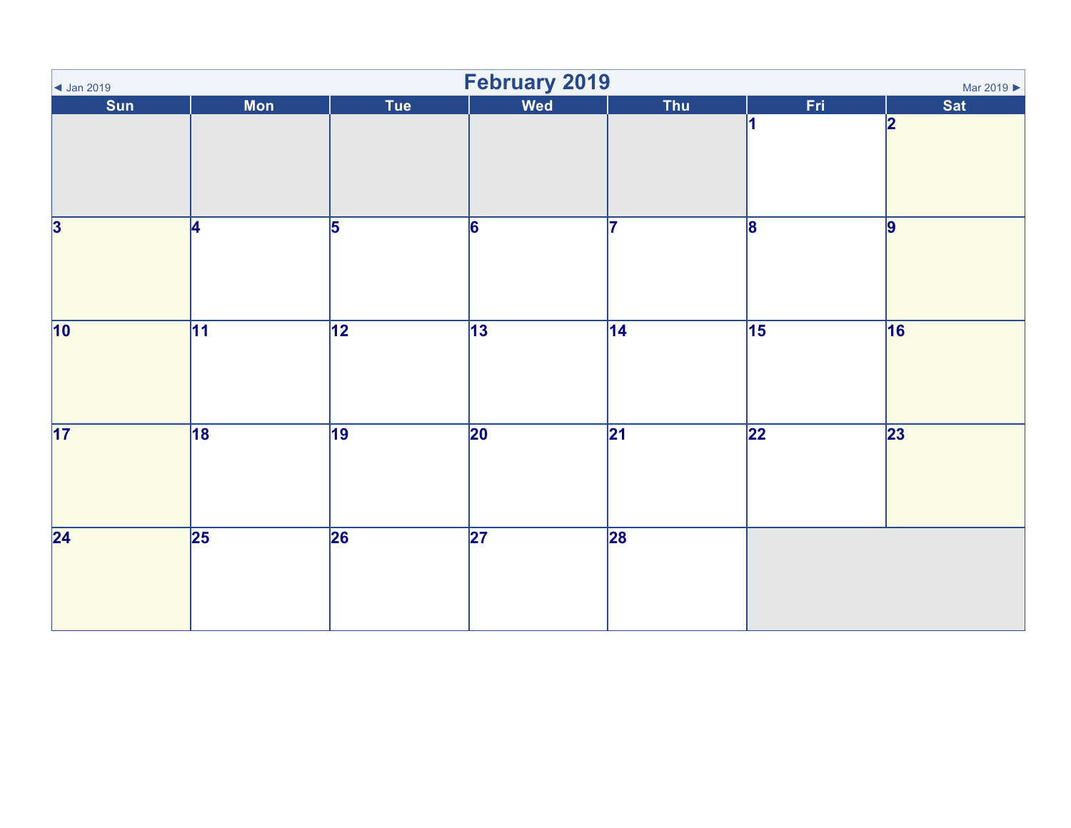◄ Jan 2019

# February 2019

Mar 2019 ►

| Sun | Mon | Tue | Wed | Thu | Fri | Sat |
|---|---|---|---|---|---|---|
| | | | | | 1 | 2 |
| 3 | 4 | 5 | 6 | 7 | 8 | 9 |
| 10 | 11 | 12 | 13 | 14 | 15 | 16 |
| 17 | 18 | 19 | 20 | 21 | 22 | 23 |
| 24 | 25 | 26 | 27 | 28 | | |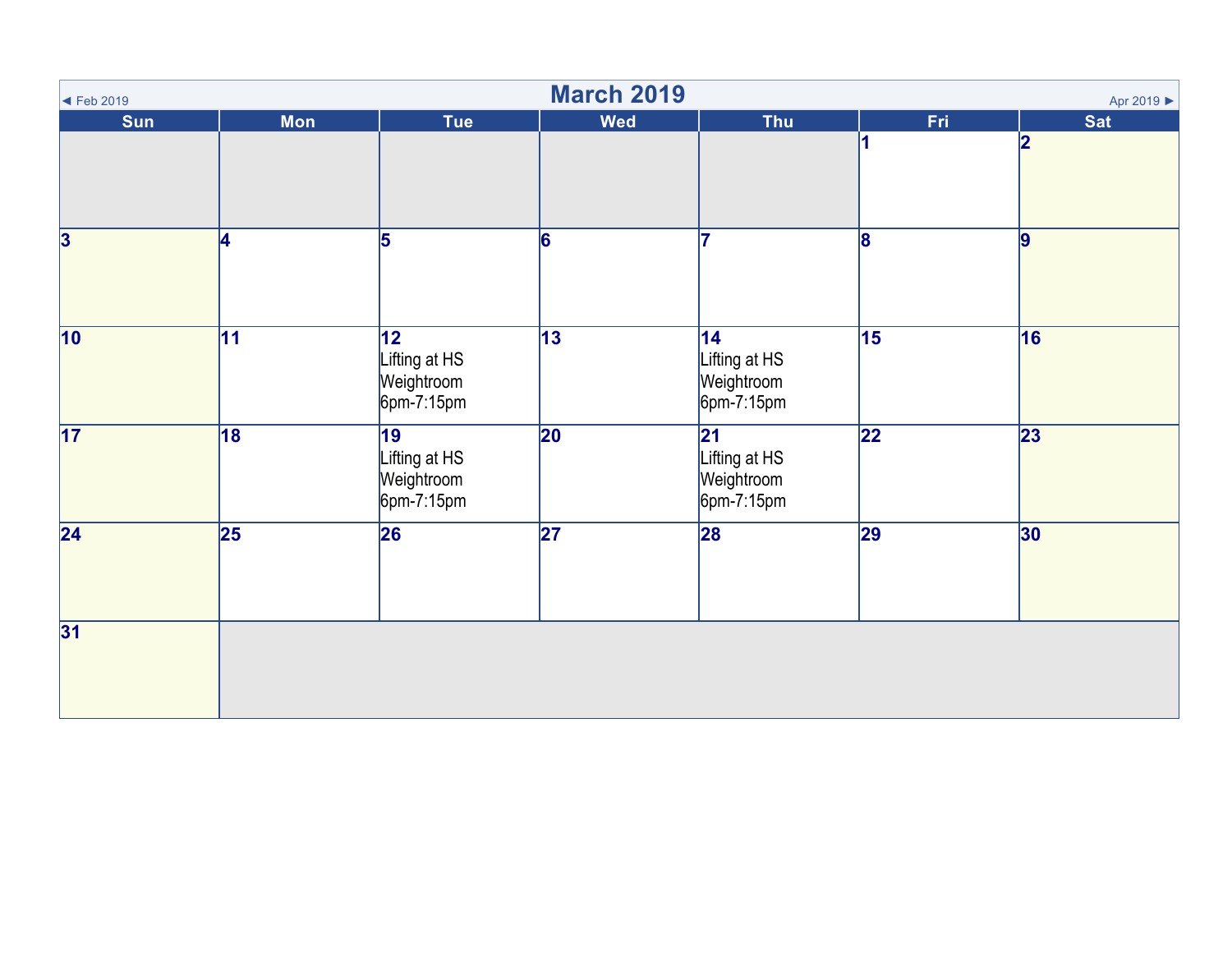# March 2019

◄ Feb 2019 | Apr 2019 ►

| Sun | Mon | Tue | Wed | Thu | Fri | Sat |
|---|---|---|---|---|---|---|
| | | | | | 1 | 2 |
| 3 | 4 | 5 | 6 | 7 | 8 | 9 |
| 10 | 11 | 12 Lifting at HS Weightroom 6pm-7:15pm | 13 | 14 Lifting at HS Weightroom 6pm-7:15pm | 15 | 16 |
| 17 | 18 | 19 Lifting at HS Weightroom 6pm-7:15pm | 20 | 21 Lifting at HS Weightroom 6pm-7:15pm | 22 | 23 |
| 24 | 25 | 26 | 27 | 28 | 29 | 30 |
| 31 | | | | | | |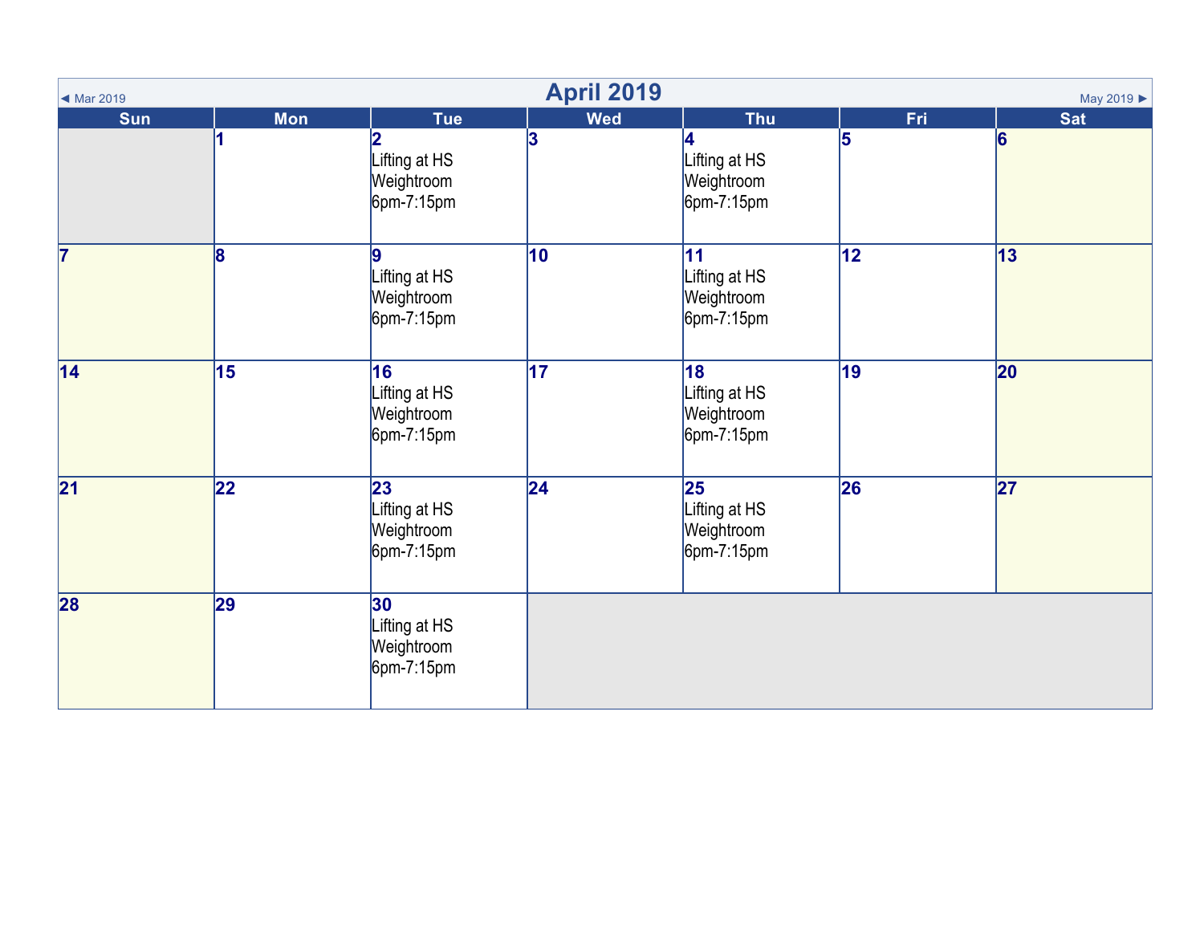◄ Mar 2019 | **April 2019** | May 2019 ►

| Sun | Mon | Tue | Wed | Thu | Fri | Sat |
|---|---|---|---|---|---|---|
| | 1 | 2 Lifting at HS Weightroom 6pm-7:15pm | 3 | 4 Lifting at HS Weightroom 6pm-7:15pm | 5 | 6 |
| 7 | 8 | 9 Lifting at HS Weightroom 6pm-7:15pm | 10 | 11 Lifting at HS Weightroom 6pm-7:15pm | 12 | 13 |
| 14 | 15 | 16 Lifting at HS Weightroom 6pm-7:15pm | 17 | 18 Lifting at HS Weightroom 6pm-7:15pm | 19 | 20 |
| 21 | 22 | 23 Lifting at HS Weightroom 6pm-7:15pm | 24 | 25 Lifting at HS Weightroom 6pm-7:15pm | 26 | 27 |
| 28 | 29 | 30 Lifting at HS Weightroom 6pm-7:15pm | | | | |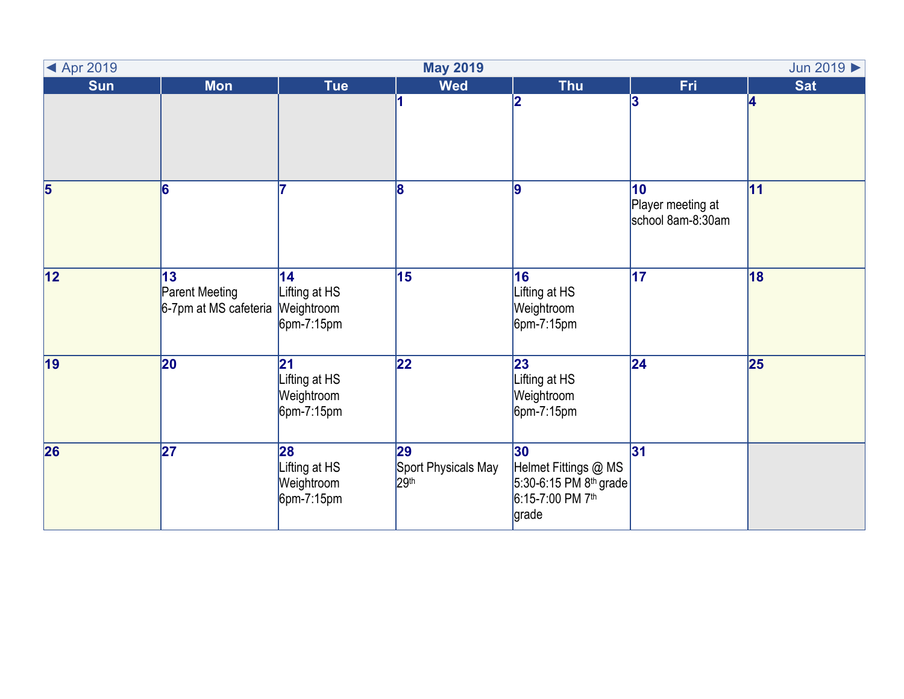◄ Apr 2019 **May 2019** Jun 2019 ►

| Sun | Mon | Tue | Wed | Thu | Fri | Sat |
|---|---|---|---|---|---|---|
| | | | 1 | 2 | 3 | 4 |
| 5 | 6 | 7 | 8 | 9 | 10 Player meeting at school 8am-8:30am | 11 |
| 12 | 13 Parent Meeting 6-7pm at MS cafeteria | 14 Lifting at HS Weightroom 6pm-7:15pm | 15 | 16 Lifting at HS Weightroom 6pm-7:15pm | 17 | 18 |
| 19 | 20 | 21 Lifting at HS Weightroom 6pm-7:15pm | 22 | 23 Lifting at HS Weightroom 6pm-7:15pm | 24 | 25 |
| 26 | 27 | 28 Lifting at HS Weightroom 6pm-7:15pm | 29 Sport Physicals May 29th | 30 Helmet Fittings @ MS 5:30-6:15 PM 8th grade 6:15-7:00 PM 7th grade | 31 | |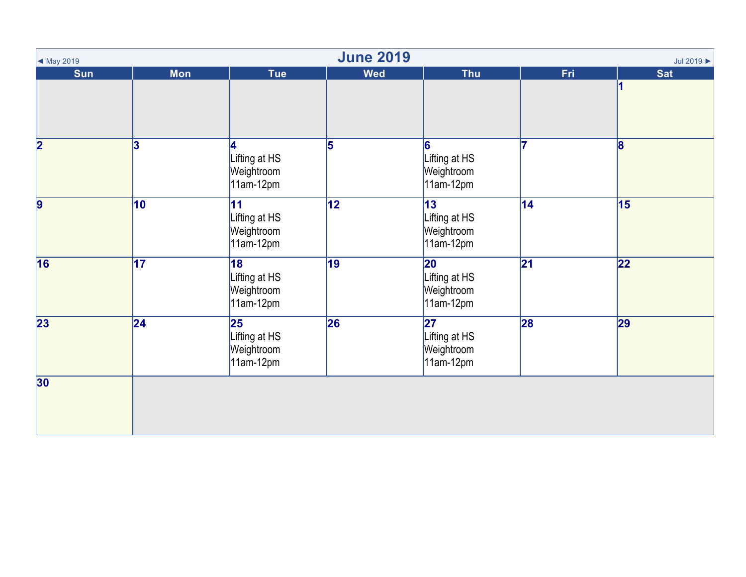# June 2019

◄ May 2019 | Jul 2019 ►

| Sun | Mon | Tue | Wed | Thu | Fri | Sat |
|---|---|---|---|---|---|---|
| | | | | | | 1 |
| 2 | 3 | 4 Lifting at HS Weightroom 11am-12pm | 5 | 6 Lifting at HS Weightroom 11am-12pm | 7 | 8 |
| 9 | 10 | 11 Lifting at HS Weightroom 11am-12pm | 12 | 13 Lifting at HS Weightroom 11am-12pm | 14 | 15 |
| 16 | 17 | 18 Lifting at HS Weightroom 11am-12pm | 19 | 20 Lifting at HS Weightroom 11am-12pm | 21 | 22 |
| 23 | 24 | 25 Lifting at HS Weightroom 11am-12pm | 26 | 27 Lifting at HS Weightroom 11am-12pm | 28 | 29 |
| 30 | | | | | | |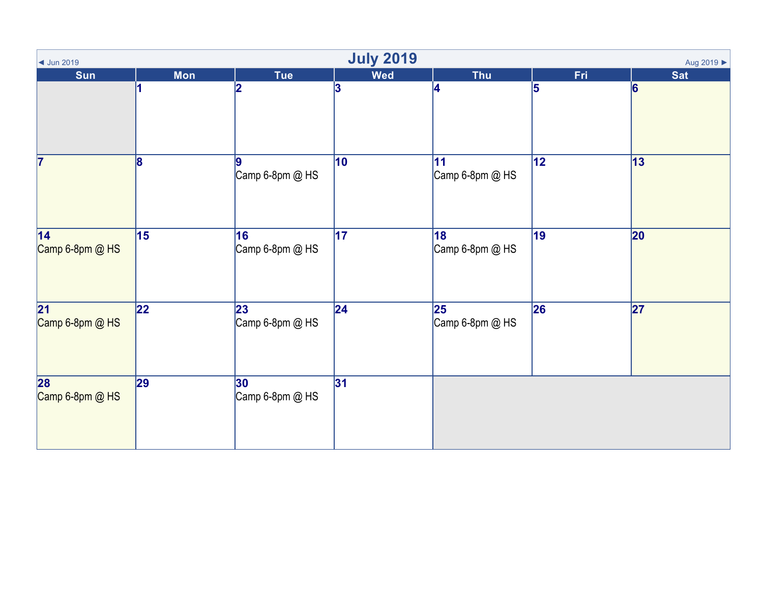◄ Jun 2019

# July 2019

Aug 2019 ►

| Sun | Mon | Tue | Wed | Thu | Fri | Sat |
|---|---|---|---|---|---|---|
| | 1 | 2 | 3 | 4 | 5 | 6 |
| 7 | 8 | 9<br>Camp 6-8pm @ HS | 10 | 11<br>Camp 6-8pm @ HS | 12 | 13 |
| 14<br>Camp 6-8pm @ HS | 15 | 16<br>Camp 6-8pm @ HS | 17 | 18<br>Camp 6-8pm @ HS | 19 | 20 |
| 21<br>Camp 6-8pm @ HS | 22 | 23<br>Camp 6-8pm @ HS | 24 | 25<br>Camp 6-8pm @ HS | 26 | 27 |
| 28<br>Camp 6-8pm @ HS | 29 | 30<br>Camp 6-8pm @ HS | 31 | | | |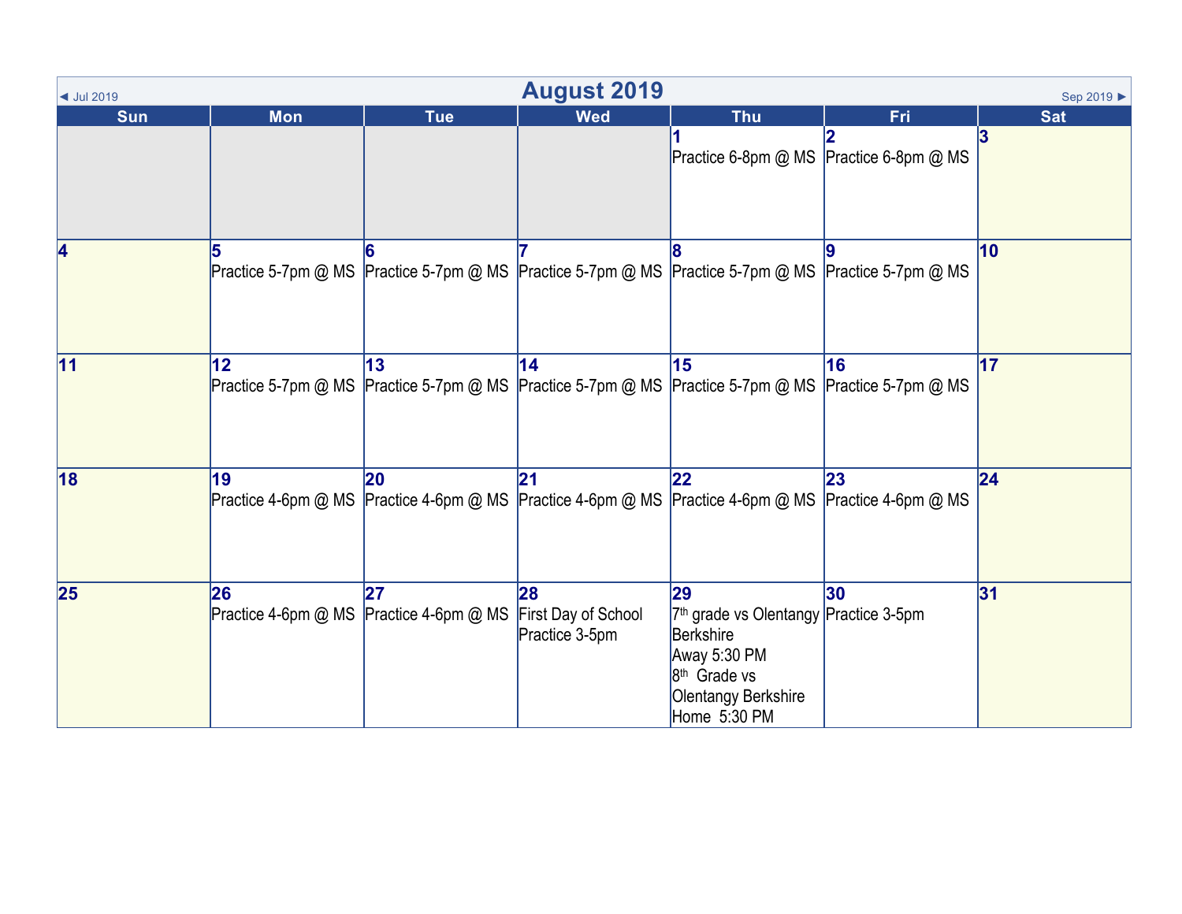◄ Jul 2019

# August 2019

Sep 2019 ►

| Sun | Mon | Tue | Wed | Thu | Fri | Sat |
|---|---|---|---|---|---|---|
| | | | | **1** Practice 6-8pm @ MS | **2** Practice 6-8pm @ MS | **3** |
| **4** | **5** Practice 5-7pm @ MS | **6** Practice 5-7pm @ MS | **7** Practice 5-7pm @ MS | **8** Practice 5-7pm @ MS | **9** Practice 5-7pm @ MS | **10** |
| **11** | **12** Practice 5-7pm @ MS | **13** Practice 5-7pm @ MS | **14** Practice 5-7pm @ MS | **15** Practice 5-7pm @ MS | **16** Practice 5-7pm @ MS | **17** |
| **18** | **19** Practice 4-6pm @ MS | **20** Practice 4-6pm @ MS | **21** Practice 4-6pm @ MS | **22** Practice 4-6pm @ MS | **23** Practice 4-6pm @ MS | **24** |
| **25** | **26** Practice 4-6pm @ MS | **27** Practice 4-6pm @ MS | **28** First Day of School Practice 3-5pm | **29** 7th grade vs Olentangy Berkshire Away 5:30 PM 8th Grade vs Olentangy Berkshire Home 5:30 PM | **30** Practice 3-5pm | **31** |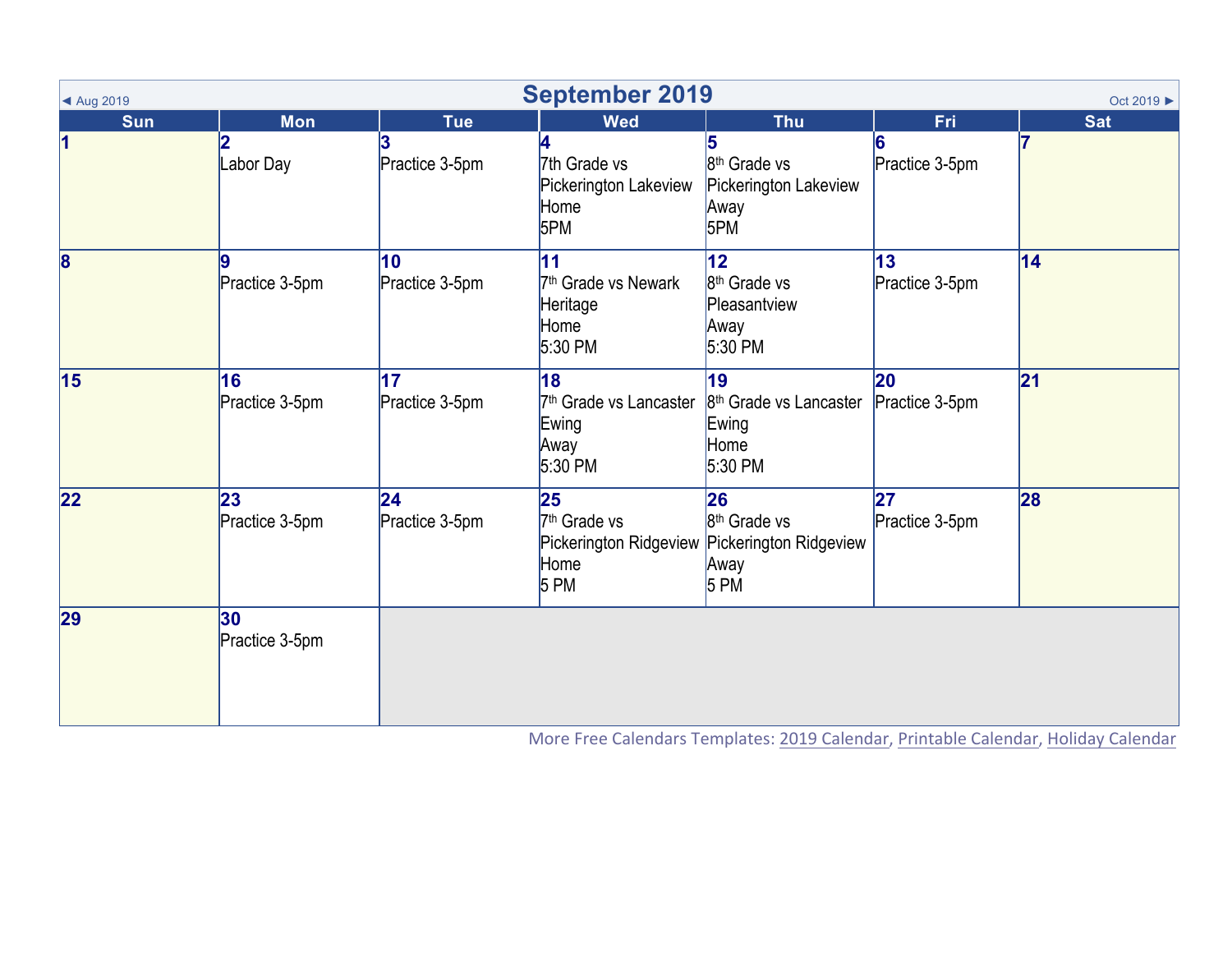◄ Aug 2019 | **September 2019** | Oct 2019 ►

| Sun | Mon | Tue | Wed | Thu | Fri | Sat |
|---|---|---|---|---|---|---|
| **1** | **2** Labor Day | **3** Practice 3-5pm | **4** 7th Grade vs Pickerington Lakeview Home 5PM | **5** 8th Grade vs Pickerington Lakeview Away 5PM | **6** Practice 3-5pm | **7** |
| **8** | **9** Practice 3-5pm | **10** Practice 3-5pm | **11** 7th Grade vs Newark Heritage Home 5:30 PM | **12** 8th Grade vs Pleasantview Away 5:30 PM | **13** Practice 3-5pm | **14** |
| **15** | **16** Practice 3-5pm | **17** Practice 3-5pm | **18** 7th Grade vs Lancaster Ewing Away 5:30 PM | **19** 8th Grade vs Lancaster Ewing Home 5:30 PM | **20** Practice 3-5pm | **21** |
| **22** | **23** Practice 3-5pm | **24** Practice 3-5pm | **25** 7th Grade vs Pickerington Ridgeview Home 5 PM | **26** 8th Grade vs Pickerington Ridgeview Away 5 PM | **27** Practice 3-5pm | **28** |
| **29** | **30** Practice 3-5pm | | | | | |

More Free Calendars Templates: 2019 Calendar, Printable Calendar, Holiday Calendar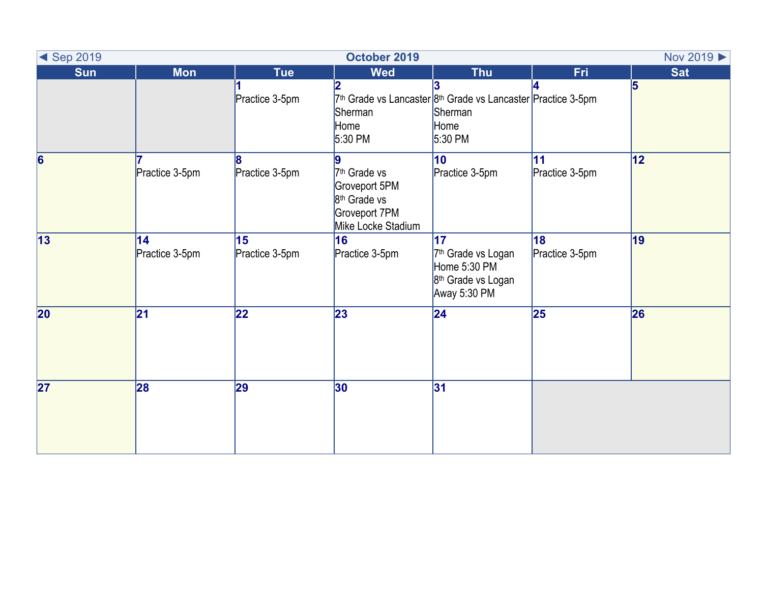◄ Sep 2019 | **October 2019** | Nov 2019 ►

| Sun | Mon | Tue | Wed | Thu | Fri | Sat |
|---|---|---|---|---|---|---|
| | | **1**<br>Practice 3-5pm | **2**<br>7th Grade vs Lancaster Sherman<br>Home<br>5:30 PM | **3**<br>8th Grade vs Lancaster Sherman<br>Home<br>5:30 PM | **4**<br>Practice 3-5pm | **5** |
| **6** | **7**<br>Practice 3-5pm | **8**<br>Practice 3-5pm | **9**<br>7th Grade vs Groveport 5PM<br>8th Grade vs Groveport 7PM<br>Mike Locke Stadium | **10**<br>Practice 3-5pm | **11**<br>Practice 3-5pm | **12** |
| **13** | **14**<br>Practice 3-5pm | **15**<br>Practice 3-5pm | **16**<br>Practice 3-5pm | **17**<br>7th Grade vs Logan Home 5:30 PM<br>8th Grade vs Logan Away 5:30 PM | **18**<br>Practice 3-5pm | **19** |
| **20** | **21** | **22** | **23** | **24** | **25** | **26** |
| **27** | **28** | **29** | **30** | **31** | | |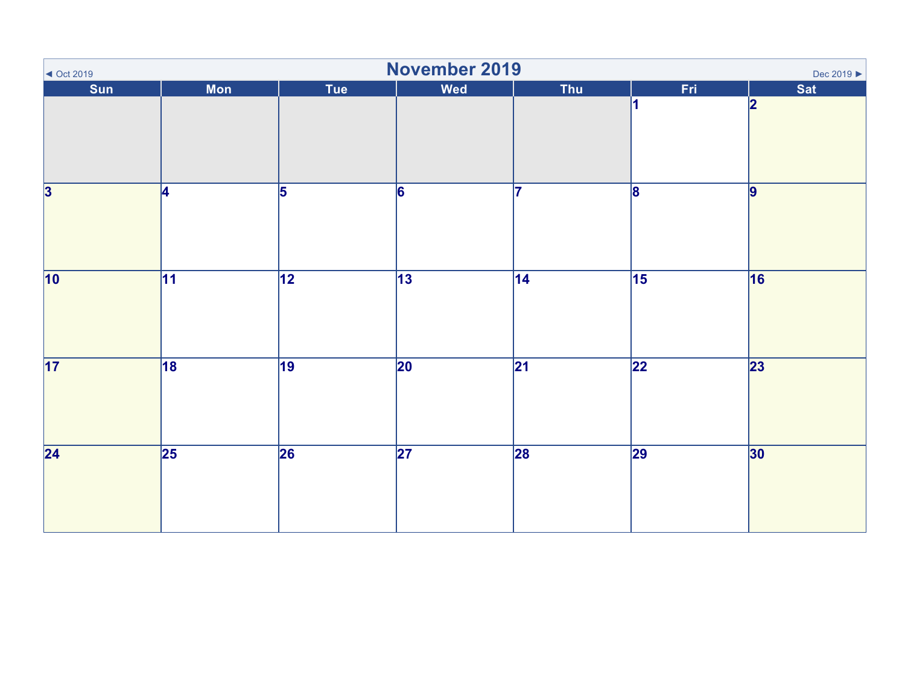◄ Oct 2019

# November 2019

Dec 2019 ►

| Sun | Mon | Tue | Wed | Thu | Fri | Sat |
|---|---|---|---|---|---|---|
| | | | | | 1 | 2 |
| 3 | 4 | 5 | 6 | 7 | 8 | 9 |
| 10 | 11 | 12 | 13 | 14 | 15 | 16 |
| 17 | 18 | 19 | 20 | 21 | 22 | 23 |
| 24 | 25 | 26 | 27 | 28 | 29 | 30 |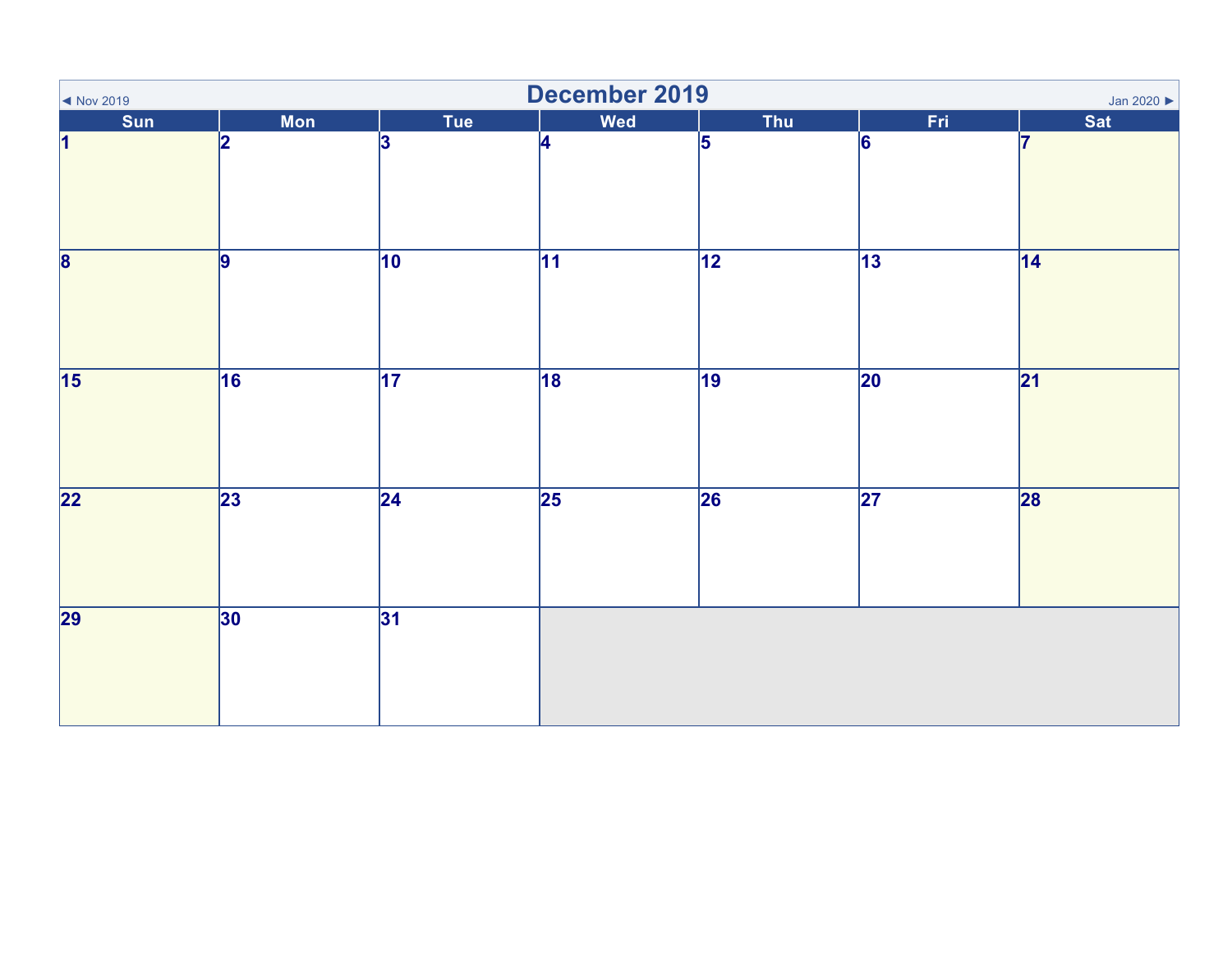◄ Nov 2019

# December 2019

Jan 2020 ►

| Sun | Mon | Tue | Wed | Thu | Fri | Sat |
|---|---|---|---|---|---|---|
| 1 | 2 | 3 | 4 | 5 | 6 | 7 |
| 8 | 9 | 10 | 11 | 12 | 13 | 14 |
| 15 | 16 | 17 | 18 | 19 | 20 | 21 |
| 22 | 23 | 24 | 25 | 26 | 27 | 28 |
| 29 | 30 | 31 | | | | |